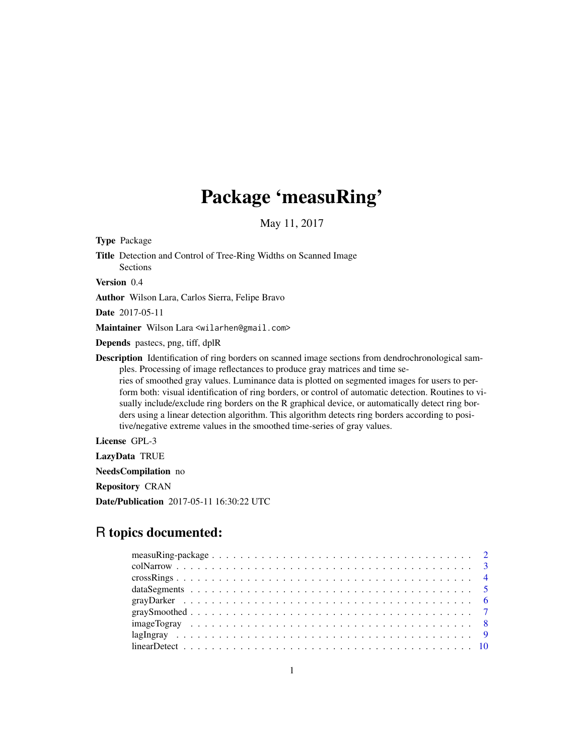# Package 'measuRing'

May 11, 2017

**Type** Package

**Title** Detection and Control of Tree-Ring Widths on Scanned Image Sections

**Version** 0.4

**Author** Wilson Lara, Carlos Sierra, Felipe Bravo

**Date** 2017-05-11

**Maintainer** Wilson Lara <wilarhen@gmail.com>

**Depends** pastecs, png, tiff, dplR

**Description** Identification of ring borders on scanned image sections from dendrochronological samples. Processing of image reflectances to produce gray matrices and time series of smoothed gray values. Luminance data is plotted on segmented images for users to perform both: visual identification of ring borders, or control of automatic detection. Routines to visually include/exclude ring borders on the R graphical device, or automatically detect ring borders using a linear detection algorithm. This algorithm detects ring borders according to positive/negative extreme values in the smoothed time-series of gray values.

**License** GPL-3

**LazyData** TRUE

**NeedsCompilation** no

**Repository** CRAN

**Date/Publication** 2017-05-11 16:30:22 UTC

## R topics documented:

- measuRing-package . . . . . . . . . . . . . . . . . . . . . . . . . . . . . . . . . . . . . 2
- colNarrow . . . . . . . . . . . . . . . . . . . . . . . . . . . . . . . . . . . . . . . . . . . 3
- crossRings . . . . . . . . . . . . . . . . . . . . . . . . . . . . . . . . . . . . . . . . . . . 4
- dataSegments . . . . . . . . . . . . . . . . . . . . . . . . . . . . . . . . . . . . . . . . . 5
- grayDarker . . . . . . . . . . . . . . . . . . . . . . . . . . . . . . . . . . . . . . . . . . 6
- graySmoothed . . . . . . . . . . . . . . . . . . . . . . . . . . . . . . . . . . . . . . . . . 7
- imageTogray . . . . . . . . . . . . . . . . . . . . . . . . . . . . . . . . . . . . . . . . . 8
- lagIngray . . . . . . . . . . . . . . . . . . . . . . . . . . . . . . . . . . . . . . . . . . . 9
- linearDetect . . . . . . . . . . . . . . . . . . . . . . . . . . . . . . . . . . . . . . . . . 10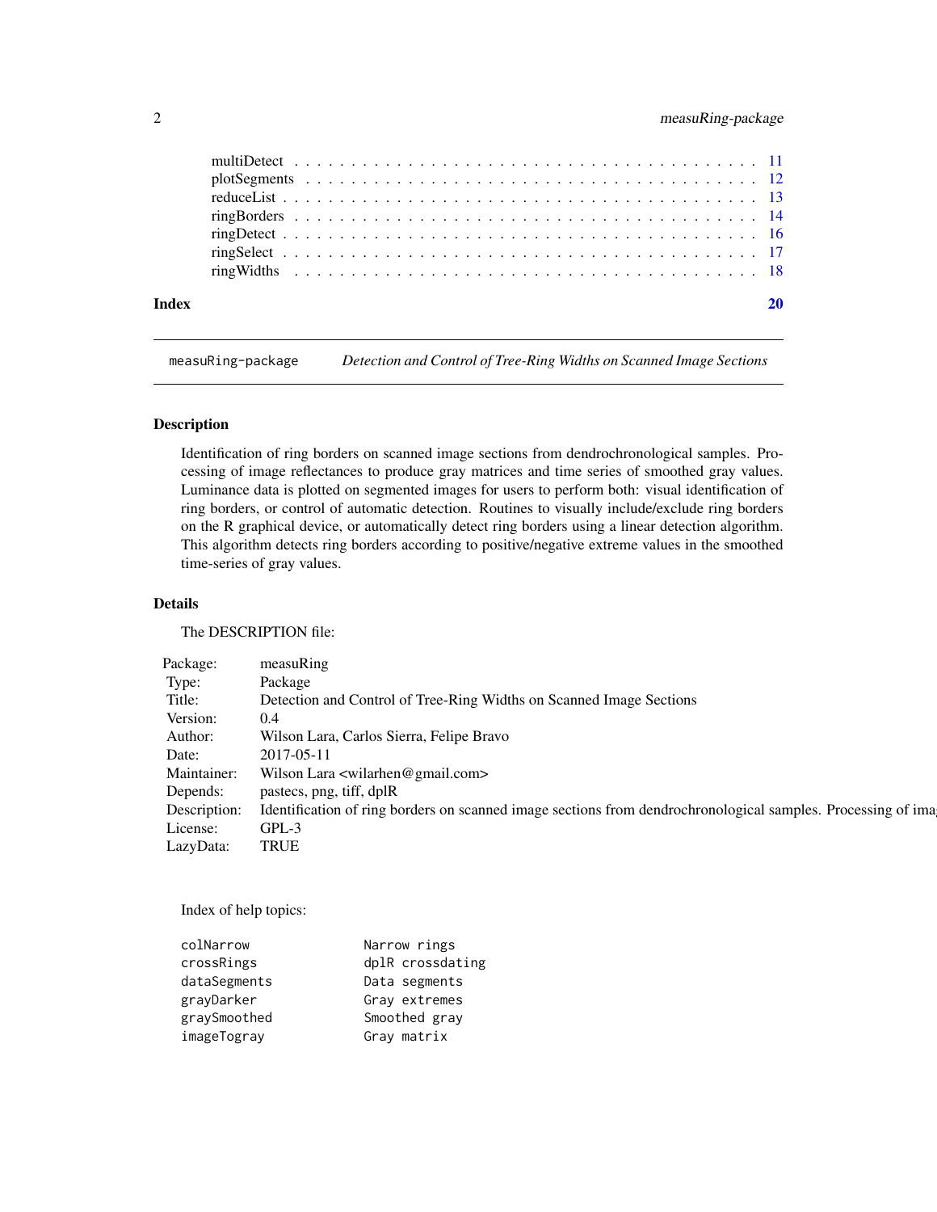| | |
|---|---|
| multiDetect | 11 |
| plotSegments | 12 |
| reduceList | 13 |
| ringBorders | 14 |
| ringDetect | 16 |
| ringSelect | 17 |
| ringWidths | 18 |

**Index** **20**

---

`measuRing-package` *Detection and Control of Tree-Ring Widths on Scanned Image Sections*

---

## Description

Identification of ring borders on scanned image sections from dendrochronological samples. Processing of image reflectances to produce gray matrices and time series of smoothed gray values. Luminance data is plotted on segmented images for users to perform both: visual identification of ring borders, or control of automatic detection. Routines to visually include/exclude ring borders on the R graphical device, or automatically detect ring borders using a linear detection algorithm. This algorithm detects ring borders according to positive/negative extreme values in the smoothed time-series of gray values.

## Details

The DESCRIPTION file:

| | |
|---|---|
| Package: | measuRing |
| Type: | Package |
| Title: | Detection and Control of Tree-Ring Widths on Scanned Image Sections |
| Version: | 0.4 |
| Author: | Wilson Lara, Carlos Sierra, Felipe Bravo |
| Date: | 2017-05-11 |
| Maintainer: | Wilson Lara <wilarhen@gmail.com> |
| Depends: | pastecs, png, tiff, dplR |
| Description: | Identification of ring borders on scanned image sections from dendrochronological samples. Processing of ima |
| License: | GPL-3 |
| LazyData: | TRUE |

Index of help topics:

```
colNarrow               Narrow rings
crossRings              dplR crossdating
dataSegments            Data segments
grayDarker              Gray extremes
graySmoothed            Smoothed gray
imageTogray             Gray matrix
```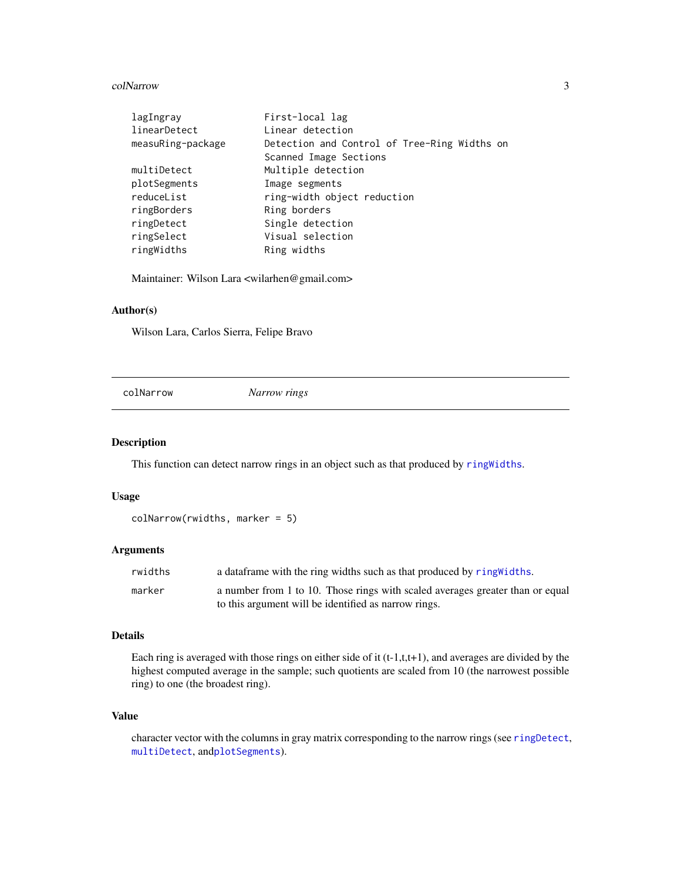| | |
|---|---|
| lagIngray | First-local lag |
| linearDetect | Linear detection |
| measuRing-package | Detection and Control of Tree-Ring Widths on Scanned Image Sections |
| multiDetect | Multiple detection |
| plotSegments | Image segments |
| reduceList | ring-width object reduction |
| ringBorders | Ring borders |
| ringDetect | Single detection |
| ringSelect | Visual selection |
| ringWidths | Ring widths |

Maintainer: Wilson Lara <wilarhen@gmail.com>

### Author(s)

Wilson Lara, Carlos Sierra, Felipe Bravo

---

## colNarrow — *Narrow rings*

### Description

This function can detect narrow rings in an object such as that produced by `ringWidths`.

### Usage

```
colNarrow(rwidths, marker = 5)
```

### Arguments

| | |
|---|---|
| rwidths | a dataframe with the ring widths such as that produced by `ringWidths`. |
| marker | a number from 1 to 10. Those rings with scaled averages greater than or equal to this argument will be identified as narrow rings. |

### Details

Each ring is averaged with those rings on either side of it (t-1,t,t+1), and averages are divided by the highest computed average in the sample; such quotients are scaled from 10 (the narrowest possible ring) to one (the broadest ring).

### Value

character vector with the columns in gray matrix corresponding to the narrow rings (see `ringDetect`, `multiDetect`, and`plotSegments`).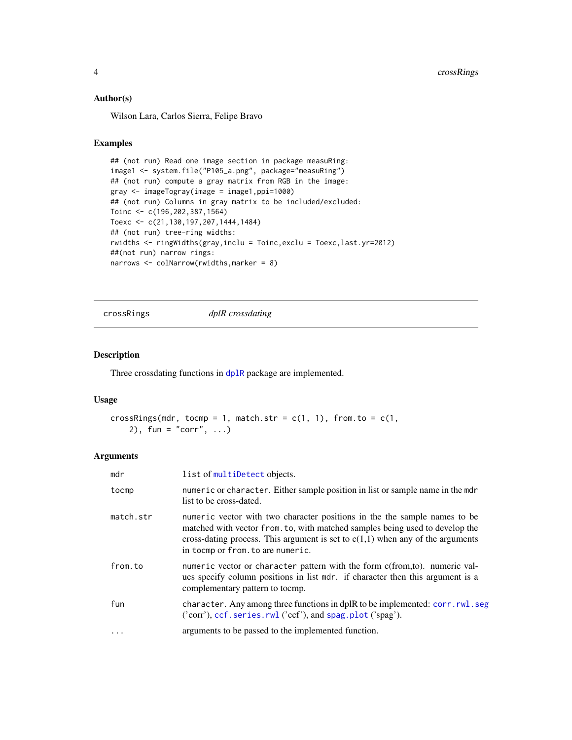### Author(s)

Wilson Lara, Carlos Sierra, Felipe Bravo

### Examples

```
## (not run) Read one image section in package measuRing:
image1 <- system.file("P105_a.png", package="measuRing")
## (not run) compute a gray matrix from RGB in the image:
gray <- imageTogray(image = image1,ppi=1000)
## (not run) Columns in gray matrix to be included/excluded:
Toinc <- c(196,202,387,1564)
Toexc <- c(21,130,197,207,1444,1484)
## (not run) tree-ring widths:
rwidths <- ringWidths(gray,inclu = Toinc,exclu = Toexc,last.yr=2012)
##(not run) narrow rings:
narrows <- colNarrow(rwidths,marker = 8)
```

---

## crossRings *dplR crossdating*

### Description

Three crossdating functions in dplR package are implemented.

### Usage

```
crossRings(mdr, tocmp = 1, match.str = c(1, 1), from.to = c(1,
    2), fun = "corr", ...)
```

### Arguments

| | |
|---|---|
| mdr | list of multiDetect objects. |
| tocmp | numeric or character. Either sample position in list or sample name in the mdr list to be cross-dated. |
| match.str | numeric vector with two character positions in the the sample names to be matched with vector from.to, with matched samples being used to develop the cross-dating process. This argument is set to c(1,1) when any of the arguments in tocmp or from.to are numeric. |
| from.to | numeric vector or character pattern with the form c(from,to). numeric values specify column positions in list mdr. if character then this argument is a complementary pattern to tocmp. |
| fun | character. Any among three functions in dplR to be implemented: corr.rwl.seg ('corr'), ccf.series.rwl ('ccf'), and spag.plot ('spag'). |
| ... | arguments to be passed to the implemented function. |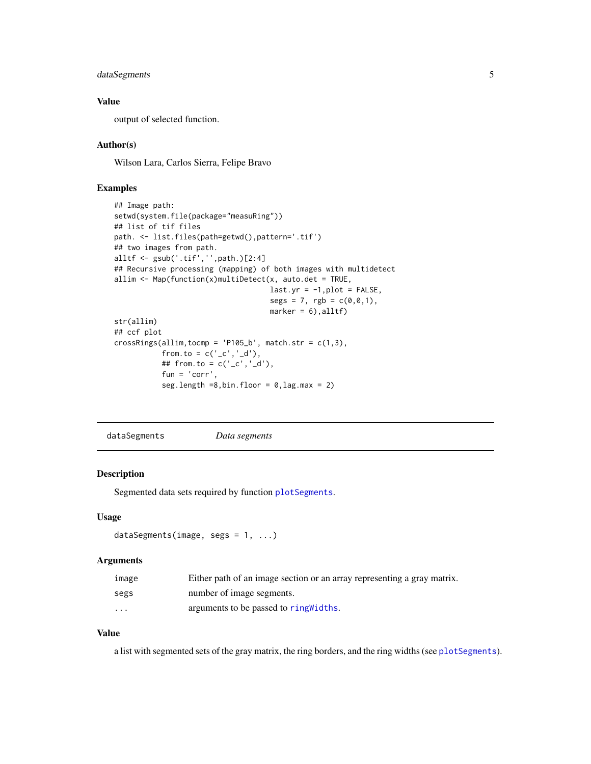## Value

output of selected function.

## Author(s)

Wilson Lara, Carlos Sierra, Felipe Bravo

## Examples

```
## Image path:
setwd(system.file(package="measuRing"))
## list of tif files
path. <- list.files(path=getwd(),pattern='.tif')
## two images from path.
alltf <- gsub('.tif','',path.)[2:4]
## Recursive processing (mapping) of both images with multidetect
allim <- Map(function(x)multiDetect(x, auto.det = TRUE,
                                    last.yr = -1,plot = FALSE,
                                    segs = 7, rgb = c(0,0,1),
                                    marker = 6),alltf)
str(allim)
## ccf plot
crossRings(allim,tocmp = 'P105_b', match.str = c(1,3),
           from.to = c('_c','_d'),
           ## from.to = c('_c','_d'),
           fun = 'corr',
           seg.length =8,bin.floor = 0,lag.max = 2)
```

---

# dataSegments *Data segments*

## Description

Segmented data sets required by function plotSegments.

## Usage

```
dataSegments(image, segs = 1, ...)
```

## Arguments

| | |
|---|---|
| image | Either path of an image section or an array representing a gray matrix. |
| segs | number of image segments. |
| ... | arguments to be passed to ringWidths. |

## Value

a list with segmented sets of the gray matrix, the ring borders, and the ring widths (see plotSegments).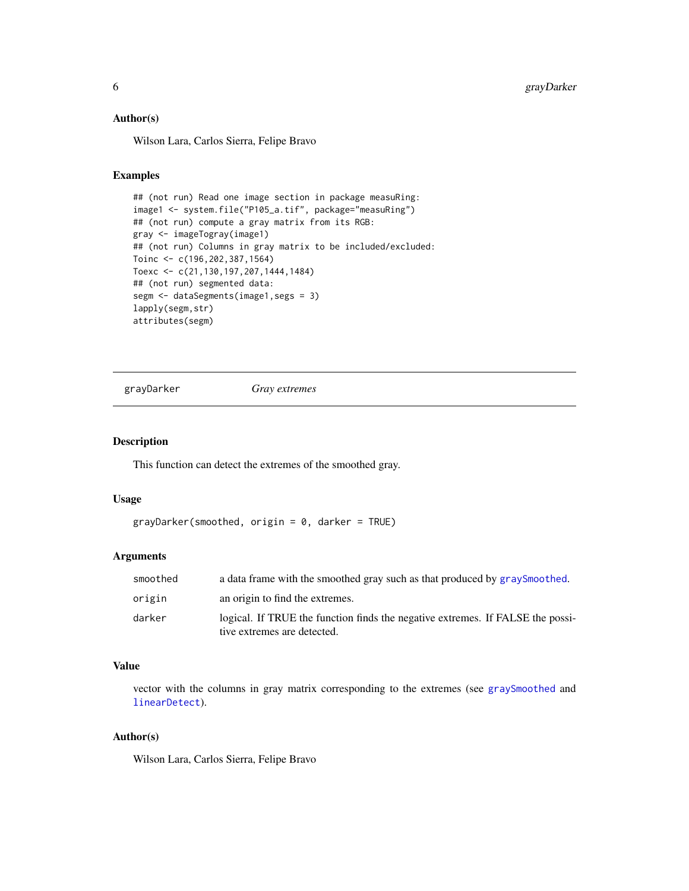### Author(s)

Wilson Lara, Carlos Sierra, Felipe Bravo

### Examples

```
## (not run) Read one image section in package measuRing:
image1 <- system.file("P105_a.tif", package="measuRing")
## (not run) compute a gray matrix from its RGB:
gray <- imageTogray(image1)
## (not run) Columns in gray matrix to be included/excluded:
Toinc <- c(196,202,387,1564)
Toexc <- c(21,130,197,207,1444,1484)
## (not run) segmented data:
segm <- dataSegments(image1,segs = 3)
lapply(segm,str)
attributes(segm)
```

---

## grayDarker *Gray extremes*

---

### Description

This function can detect the extremes of the smoothed gray.

### Usage

```
grayDarker(smoothed, origin = 0, darker = TRUE)
```

### Arguments

| | |
|---|---|
| `smoothed` | a data frame with the smoothed gray such as that produced by `graySmoothed`. |
| `origin` | an origin to find the extremes. |
| `darker` | logical. If TRUE the function finds the negative extremes. If FALSE the possitive extremes are detected. |

### Value

vector with the columns in gray matrix corresponding to the extremes (see `graySmoothed` and `linearDetect`).

### Author(s)

Wilson Lara, Carlos Sierra, Felipe Bravo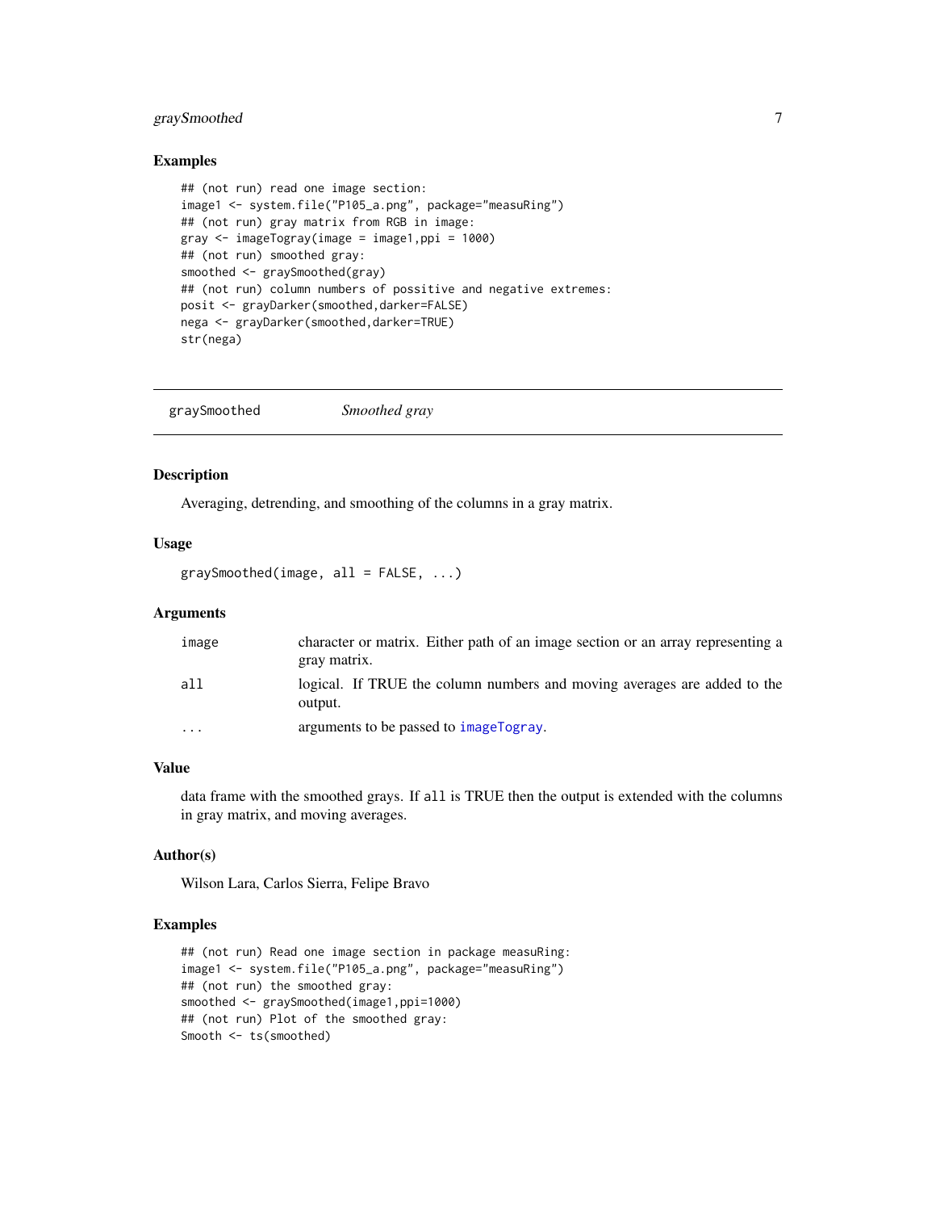## Examples

```
## (not run) read one image section:
image1 <- system.file("P105_a.png", package="measuRing")
## (not run) gray matrix from RGB in image:
gray <- imageTogray(image = image1,ppi = 1000)
## (not run) smoothed gray:
smoothed <- graySmoothed(gray)
## (not run) column numbers of possitive and negative extremes:
posit <- grayDarker(smoothed,darker=FALSE)
nega <- grayDarker(smoothed,darker=TRUE)
str(nega)
```

---

# graySmoothed *Smoothed gray*

## Description

Averaging, detrending, and smoothing of the columns in a gray matrix.

## Usage

```
graySmoothed(image, all = FALSE, ...)
```

## Arguments

| | |
|---|---|
| `image` | character or matrix. Either path of an image section or an array representing a gray matrix. |
| `all` | logical. If TRUE the column numbers and moving averages are added to the output. |
| `...` | arguments to be passed to `imageTogray`. |

## Value

data frame with the smoothed grays. If `all` is TRUE then the output is extended with the columns in gray matrix, and moving averages.

## Author(s)

Wilson Lara, Carlos Sierra, Felipe Bravo

## Examples

```
## (not run) Read one image section in package measuRing:
image1 <- system.file("P105_a.png", package="measuRing")
## (not run) the smoothed gray:
smoothed <- graySmoothed(image1,ppi=1000)
## (not run) Plot of the smoothed gray:
Smooth <- ts(smoothed)
```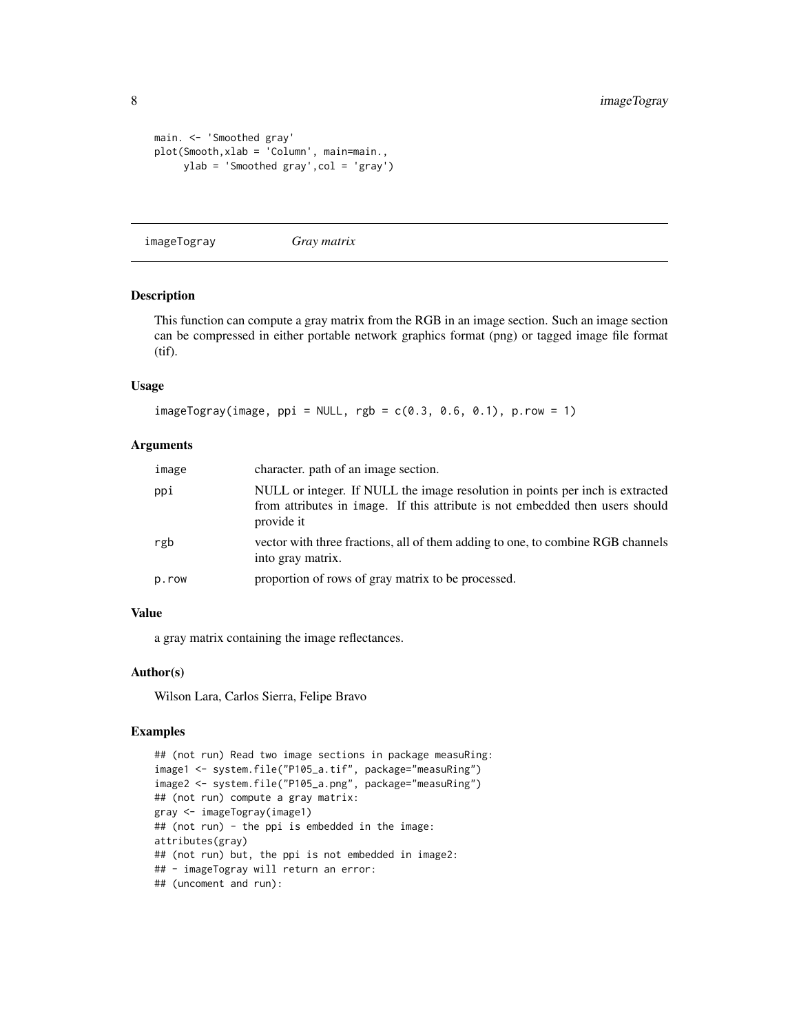```
main. <- 'Smoothed gray'
plot(Smooth,xlab = 'Column', main=main.,
     ylab = 'Smoothed gray',col = 'gray')
```

## imageTogray    *Gray matrix*

### Description

This function can compute a gray matrix from the RGB in an image section. Such an image section can be compressed in either portable network graphics format (png) or tagged image file format (tif).

### Usage

```
imageTogray(image, ppi = NULL, rgb = c(0.3, 0.6, 0.1), p.row = 1)
```

### Arguments

| | |
|---|---|
| `image` | character. path of an image section. |
| `ppi` | NULL or integer. If NULL the image resolution in points per inch is extracted from attributes in `image`. If this attribute is not embedded then users should provide it |
| `rgb` | vector with three fractions, all of them adding to one, to combine RGB channels into gray matrix. |
| `p.row` | proportion of rows of gray matrix to be processed. |

### Value

a gray matrix containing the image reflectances.

### Author(s)

Wilson Lara, Carlos Sierra, Felipe Bravo

### Examples

```
## (not run) Read two image sections in package measuRing:
image1 <- system.file("P105_a.tif", package="measuRing")
image2 <- system.file("P105_a.png", package="measuRing")
## (not run) compute a gray matrix:
gray <- imageTogray(image1)
## (not run) - the ppi is embedded in the image:
attributes(gray)
## (not run) but, the ppi is not embedded in image2:
## - imageTogray will return an error:
## (uncoment and run):
```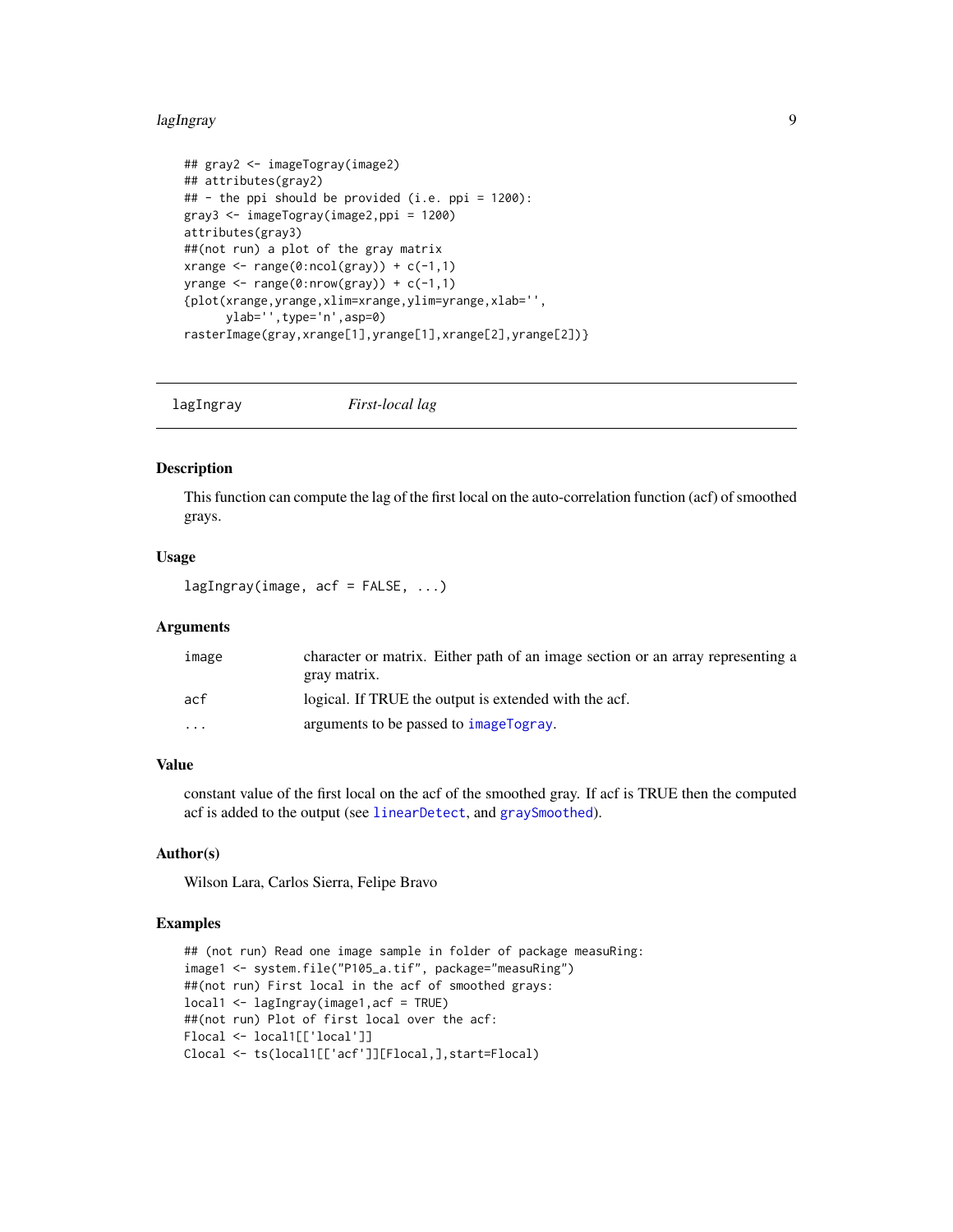```
## gray2 <- imageTogray(image2)
## attributes(gray2)
## - the ppi should be provided (i.e. ppi = 1200):
gray3 <- imageTogray(image2,ppi = 1200)
attributes(gray3)
##(not run) a plot of the gray matrix
xrange <- range(0:ncol(gray)) + c(-1,1)
yrange <- range(0:nrow(gray)) + c(-1,1)
{plot(xrange,yrange,xlim=xrange,ylim=yrange,xlab='',
      ylab='',type='n',asp=0)
rasterImage(gray,xrange[1],yrange[1],xrange[2],yrange[2])}
```

---

## lagIngray — *First-local lag*

### Description

This function can compute the lag of the first local on the auto-correlation function (acf) of smoothed grays.

### Usage

```
lagIngray(image, acf = FALSE, ...)
```

### Arguments

| | |
|---|---|
| `image` | character or matrix. Either path of an image section or an array representing a gray matrix. |
| `acf` | logical. If TRUE the output is extended with the acf. |
| `...` | arguments to be passed to `imageTogray`. |

### Value

constant value of the first local on the acf of the smoothed gray. If acf is TRUE then the computed acf is added to the output (see `linearDetect`, and `graySmoothed`).

### Author(s)

Wilson Lara, Carlos Sierra, Felipe Bravo

### Examples

```
## (not run) Read one image sample in folder of package measuRing:
image1 <- system.file("P105_a.tif", package="measuRing")
##(not run) First local in the acf of smoothed grays:
local1 <- lagIngray(image1,acf = TRUE)
##(not run) Plot of first local over the acf:
Flocal <- local1[['local']]
Clocal <- ts(local1[['acf']][Flocal,],start=Flocal)
```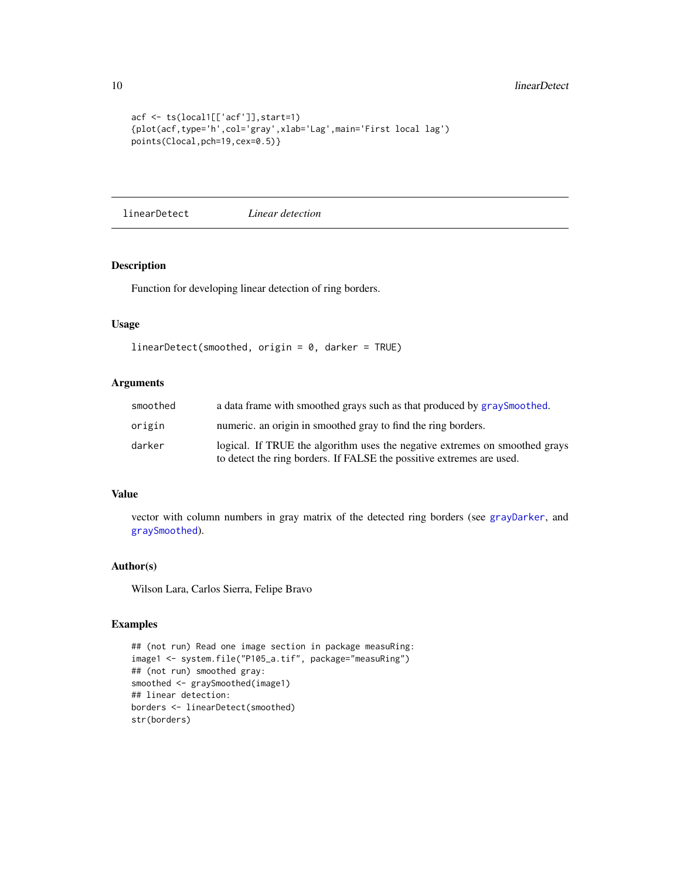```
acf <- ts(local1[['acf']],start=1)
{plot(acf,type='h',col='gray',xlab='Lag',main='First local lag')
points(Clocal,pch=19,cex=0.5)}
```

---

## linearDetect — *Linear detection*

---

### Description

Function for developing linear detection of ring borders.

### Usage

```
linearDetect(smoothed, origin = 0, darker = TRUE)
```

### Arguments

| | |
|---|---|
| `smoothed` | a data frame with smoothed grays such as that produced by `graySmoothed`. |
| `origin` | numeric. an origin in smoothed gray to find the ring borders. |
| `darker` | logical. If TRUE the algorithm uses the negative extremes on smoothed grays to detect the ring borders. If FALSE the possitive extremes are used. |

### Value

vector with column numbers in gray matrix of the detected ring borders (see `grayDarker`, and `graySmoothed`).

### Author(s)

Wilson Lara, Carlos Sierra, Felipe Bravo

### Examples

```
## (not run) Read one image section in package measuRing:
image1 <- system.file("P105_a.tif", package="measuRing")
## (not run) smoothed gray:
smoothed <- graySmoothed(image1)
## linear detection:
borders <- linearDetect(smoothed)
str(borders)
```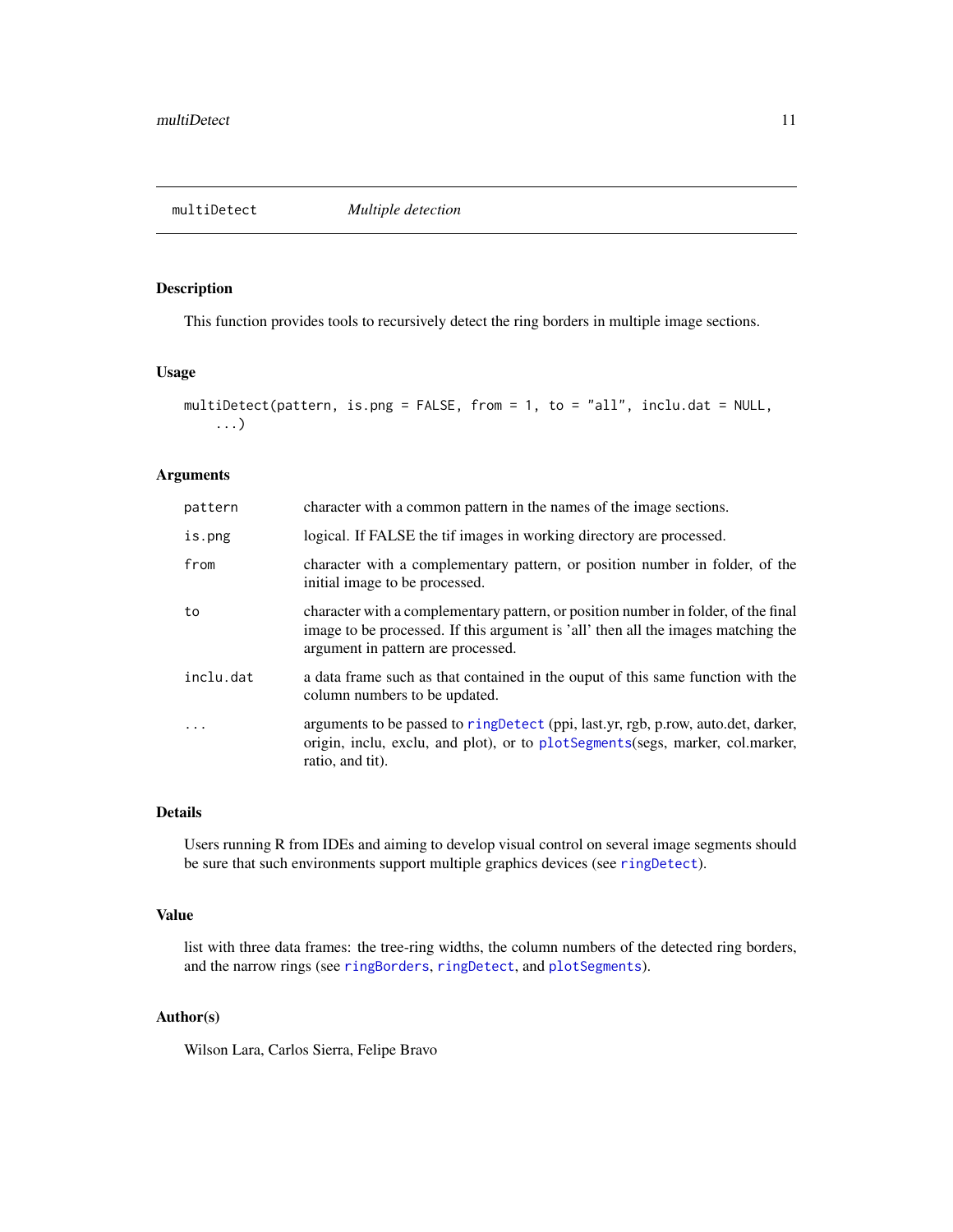## multiDetect *Multiple detection*

### Description

This function provides tools to recursively detect the ring borders in multiple image sections.

### Usage

```
multiDetect(pattern, is.png = FALSE, from = 1, to = "all", inclu.dat = NULL,
    ...)
```

### Arguments

| | |
|---|---|
| `pattern` | character with a common pattern in the names of the image sections. |
| `is.png` | logical. If FALSE the tif images in working directory are processed. |
| `from` | character with a complementary pattern, or position number in folder, of the initial image to be processed. |
| `to` | character with a complementary pattern, or position number in folder, of the final image to be processed. If this argument is 'all' then all the images matching the argument in pattern are processed. |
| `inclu.dat` | a data frame such as that contained in the ouput of this same function with the column numbers to be updated. |
| `...` | arguments to be passed to `ringDetect` (ppi, last.yr, rgb, p.row, auto.det, darker, origin, inclu, exclu, and plot), or to `plotSegments`(segs, marker, col.marker, ratio, and tit). |

### Details

Users running R from IDEs and aiming to develop visual control on several image segments should be sure that such environments support multiple graphics devices (see `ringDetect`).

### Value

list with three data frames: the tree-ring widths, the column numbers of the detected ring borders, and the narrow rings (see `ringBorders`, `ringDetect`, and `plotSegments`).

### Author(s)

Wilson Lara, Carlos Sierra, Felipe Bravo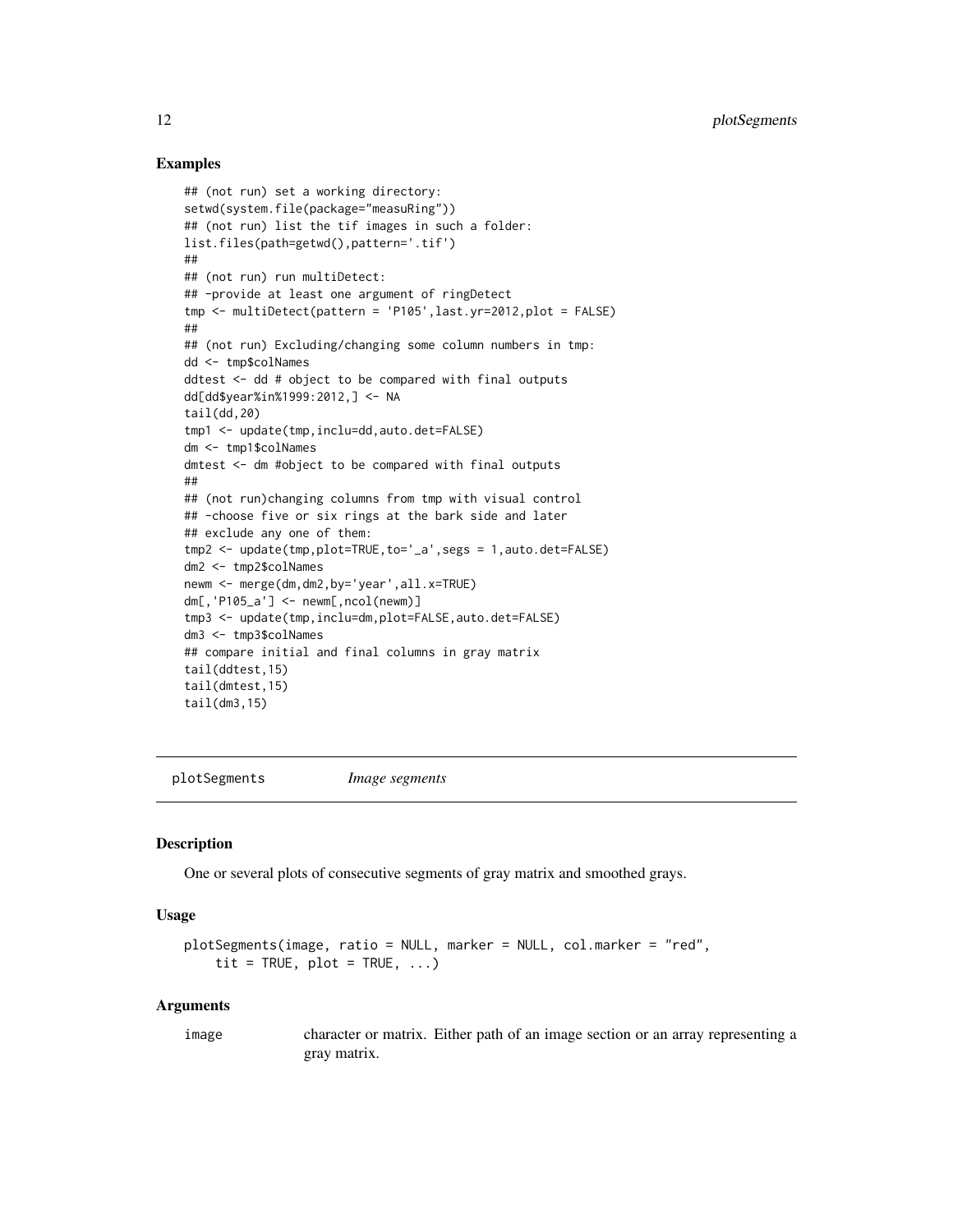## Examples

```
## (not run) set a working directory:
setwd(system.file(package="measuRing"))
## (not run) list the tif images in such a folder:
list.files(path=getwd(),pattern='.tif')
##
## (not run) run multiDetect:
## -provide at least one argument of ringDetect
tmp <- multiDetect(pattern = 'P105',last.yr=2012,plot = FALSE)
##
## (not run) Excluding/changing some column numbers in tmp:
dd <- tmp$colNames
ddtest <- dd # object to be compared with final outputs
dd[dd$year%in%1999:2012,] <- NA
tail(dd,20)
tmp1 <- update(tmp,inclu=dd,auto.det=FALSE)
dm <- tmp1$colNames
dmtest <- dm #object to be compared with final outputs
##
## (not run)changing columns from tmp with visual control
## -choose five or six rings at the bark side and later
## exclude any one of them:
tmp2 <- update(tmp,plot=TRUE,to='_a',segs = 1,auto.det=FALSE)
dm2 <- tmp2$colNames
newm <- merge(dm,dm2,by='year',all.x=TRUE)
dm[,'P105_a'] <- newm[,ncol(newm)]
tmp3 <- update(tmp,inclu=dm,plot=FALSE,auto.det=FALSE)
dm3 <- tmp3$colNames
## compare initial and final columns in gray matrix
tail(ddtest,15)
tail(dmtest,15)
tail(dm3,15)
```

---

`plotSegments` *Image segments*

---

## Description

One or several plots of consecutive segments of gray matrix and smoothed grays.

## Usage

```
plotSegments(image, ratio = NULL, marker = NULL, col.marker = "red",
    tit = TRUE, plot = TRUE, ...)
```

## Arguments

| | |
|---|---|
| `image` | character or matrix. Either path of an image section or an array representing a gray matrix. |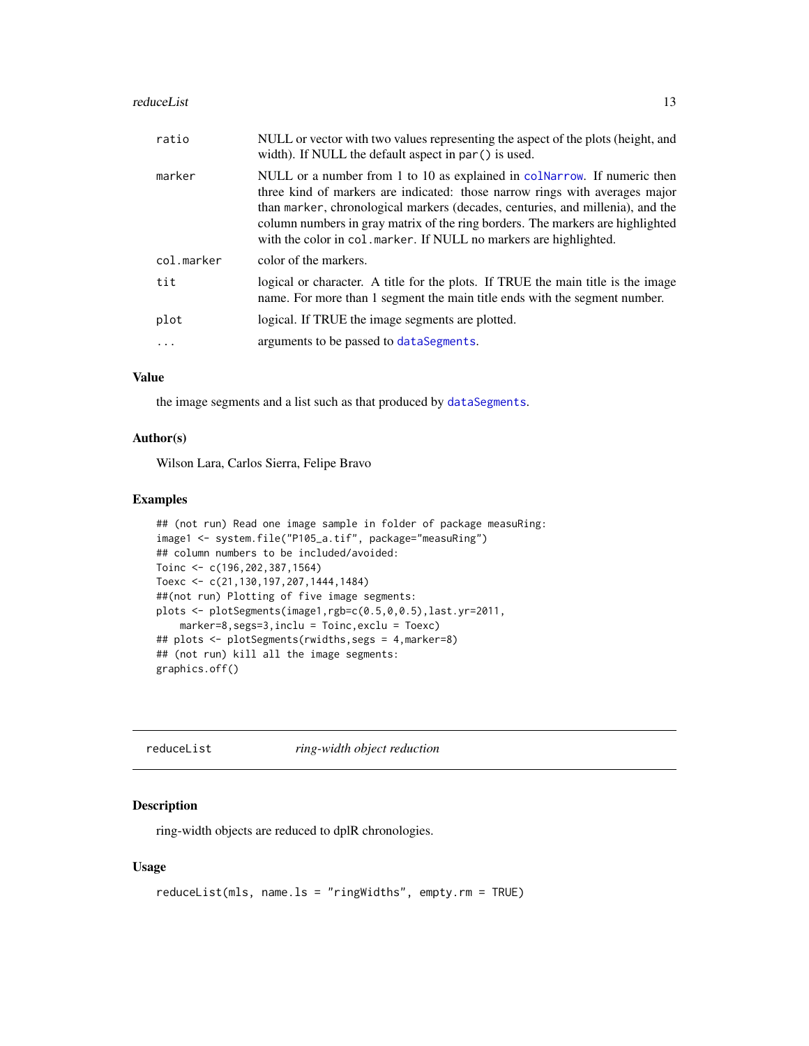| | |
|---|---|
| ratio | NULL or vector with two values representing the aspect of the plots (height, and width). If NULL the default aspect in par() is used. |
| marker | NULL or a number from 1 to 10 as explained in colNarrow. If numeric then three kind of markers are indicated: those narrow rings with averages major than marker, chronological markers (decades, centuries, and millenia), and the column numbers in gray matrix of the ring borders. The markers are highlighted with the color in col.marker. If NULL no markers are highlighted. |
| col.marker | color of the markers. |
| tit | logical or character. A title for the plots. If TRUE the main title is the image name. For more than 1 segment the main title ends with the segment number. |
| plot | logical. If TRUE the image segments are plotted. |
| ... | arguments to be passed to dataSegments. |

### Value

the image segments and a list such as that produced by dataSegments.

### Author(s)

Wilson Lara, Carlos Sierra, Felipe Bravo

### Examples

```
## (not run) Read one image sample in folder of package measuRing:
image1 <- system.file("P105_a.tif", package="measuRing")
## column numbers to be included/avoided:
Toinc <- c(196,202,387,1564)
Toexc <- c(21,130,197,207,1444,1484)
##(not run) Plotting of five image segments:
plots <- plotSegments(image1,rgb=c(0.5,0,0.5),last.yr=2011,
    marker=8,segs=3,inclu = Toinc,exclu = Toexc)
## plots <- plotSegments(rwidths,segs = 4,marker=8)
## (not run) kill all the image segments:
graphics.off()
```

---

## reduceList — *ring-width object reduction*

### Description

ring-width objects are reduced to dplR chronologies.

### Usage

```
reduceList(mls, name.ls = "ringWidths", empty.rm = TRUE)
```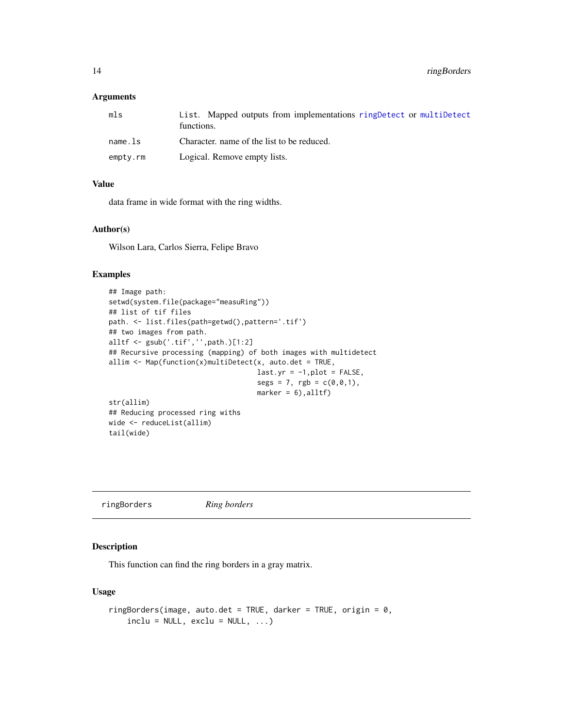### Arguments

| | |
|---|---|
| `mls` | `List`. Mapped outputs from implementations `ringDetect` or `multiDetect` functions. |
| `name.ls` | Character. name of the list to be reduced. |
| `empty.rm` | Logical. Remove empty lists. |

### Value

data frame in wide format with the ring widths.

### Author(s)

Wilson Lara, Carlos Sierra, Felipe Bravo

### Examples

```
## Image path:
setwd(system.file(package="measuRing"))
## list of tif files
path. <- list.files(path=getwd(),pattern='.tif')
## two images from path.
alltf <- gsub('.tif','',path.)[1:2]
## Recursive processing (mapping) of both images with multidetect
allim <- Map(function(x)multiDetect(x, auto.det = TRUE,
                                    last.yr = -1,plot = FALSE,
                                    segs = 7, rgb = c(0,0,1),
                                    marker = 6),alltf)
str(allim)
## Reducing processed ring withs
wide <- reduceList(allim)
tail(wide)
```

---

## `ringBorders` *Ring borders*

### Description

This function can find the ring borders in a gray matrix.

### Usage

```
ringBorders(image, auto.det = TRUE, darker = TRUE, origin = 0,
    inclu = NULL, exclu = NULL, ...)
```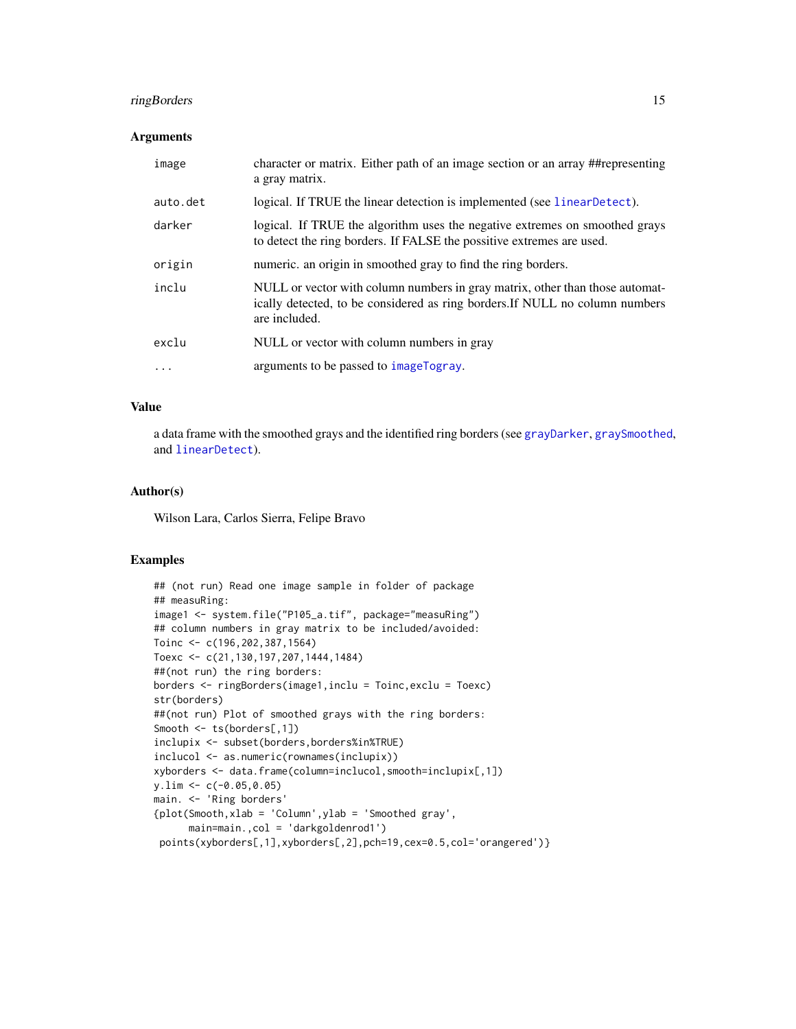### Arguments

| | |
|---|---|
| image | character or matrix. Either path of an image section or an array ##representing a gray matrix. |
| auto.det | logical. If TRUE the linear detection is implemented (see linearDetect). |
| darker | logical. If TRUE the algorithm uses the negative extremes on smoothed grays to detect the ring borders. If FALSE the possitive extremes are used. |
| origin | numeric. an origin in smoothed gray to find the ring borders. |
| inclu | NULL or vector with column numbers in gray matrix, other than those automatically detected, to be considered as ring borders.If NULL no column numbers are included. |
| exclu | NULL or vector with column numbers in gray |
| ... | arguments to be passed to imageTogray. |

### Value

a data frame with the smoothed grays and the identified ring borders (see grayDarker, graySmoothed, and linearDetect).

### Author(s)

Wilson Lara, Carlos Sierra, Felipe Bravo

### Examples

```
## (not run) Read one image sample in folder of package
## measuRing:
image1 <- system.file("P105_a.tif", package="measuRing")
## column numbers in gray matrix to be included/avoided:
Toinc <- c(196,202,387,1564)
Toexc <- c(21,130,197,207,1444,1484)
##(not run) the ring borders:
borders <- ringBorders(image1,inclu = Toinc,exclu = Toexc)
str(borders)
##(not run) Plot of smoothed grays with the ring borders:
Smooth <- ts(borders[,1])
inclupix <- subset(borders,borders%in%TRUE)
inclucol <- as.numeric(rownames(inclupix))
xyborders <- data.frame(column=inclucol,smooth=inclupix[,1])
y.lim <- c(-0.05,0.05)
main. <- 'Ring borders'
{plot(Smooth,xlab = 'Column',ylab = 'Smoothed gray',
      main=main.,col = 'darkgoldenrod1')
 points(xyborders[,1],xyborders[,2],pch=19,cex=0.5,col='orangered')}
```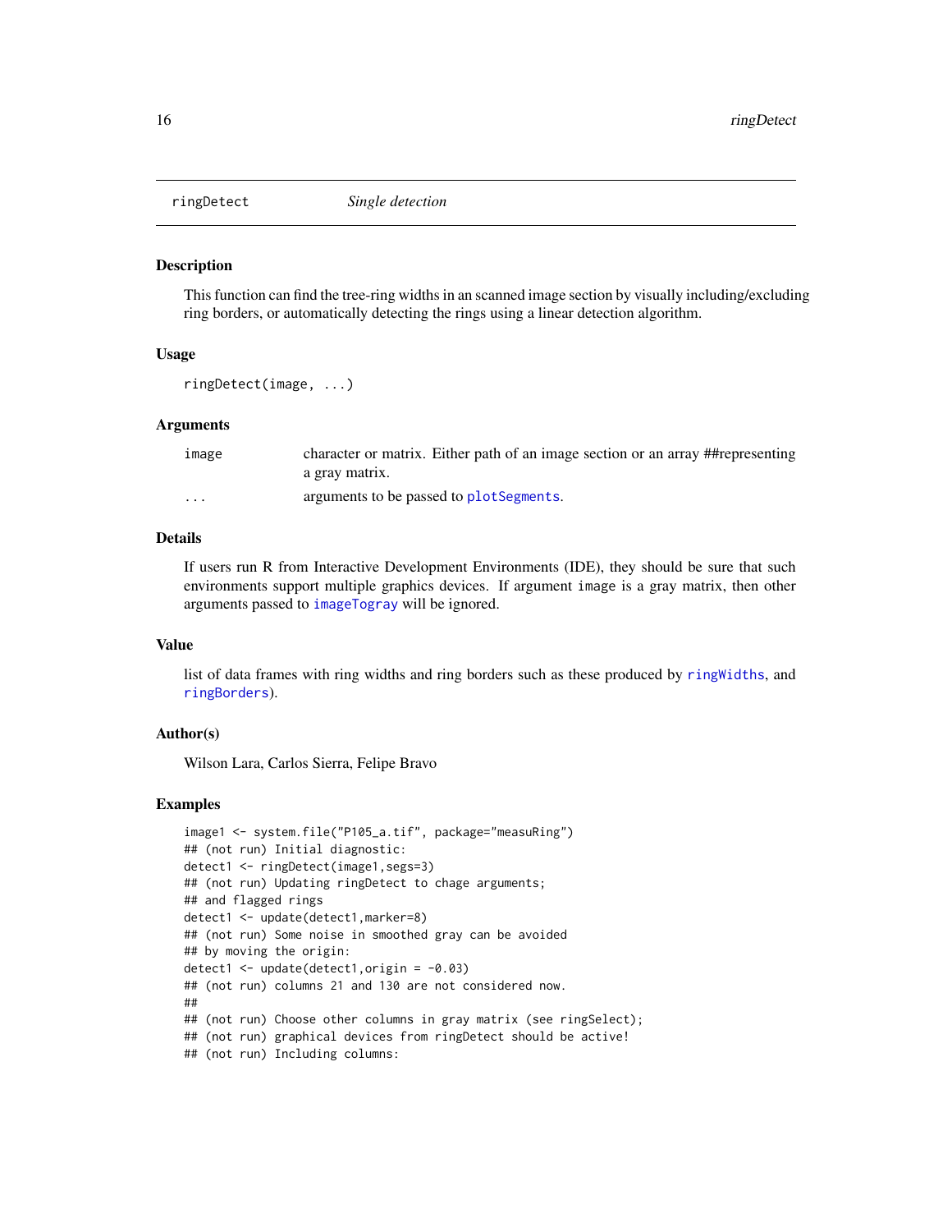## ringDetect *Single detection*

### Description

This function can find the tree-ring widths in an scanned image section by visually including/excluding ring borders, or automatically detecting the rings using a linear detection algorithm.

### Usage

```
ringDetect(image, ...)
```

### Arguments

| | |
|---|---|
| image | character or matrix. Either path of an image section or an array ##representing a gray matrix. |
| ... | arguments to be passed to plotSegments. |

### Details

If users run R from Interactive Development Environments (IDE), they should be sure that such environments support multiple graphics devices. If argument image is a gray matrix, then other arguments passed to imageTogray will be ignored.

### Value

list of data frames with ring widths and ring borders such as these produced by ringWidths, and ringBorders).

### Author(s)

Wilson Lara, Carlos Sierra, Felipe Bravo

### Examples

```
image1 <- system.file("P105_a.tif", package="measuRing")
## (not run) Initial diagnostic:
detect1 <- ringDetect(image1,segs=3)
## (not run) Updating ringDetect to chage arguments;
## and flagged rings
detect1 <- update(detect1,marker=8)
## (not run) Some noise in smoothed gray can be avoided
## by moving the origin:
detect1 <- update(detect1,origin = -0.03)
## (not run) columns 21 and 130 are not considered now.
##
## (not run) Choose other columns in gray matrix (see ringSelect);
## (not run) graphical devices from ringDetect should be active!
## (not run) Including columns:
```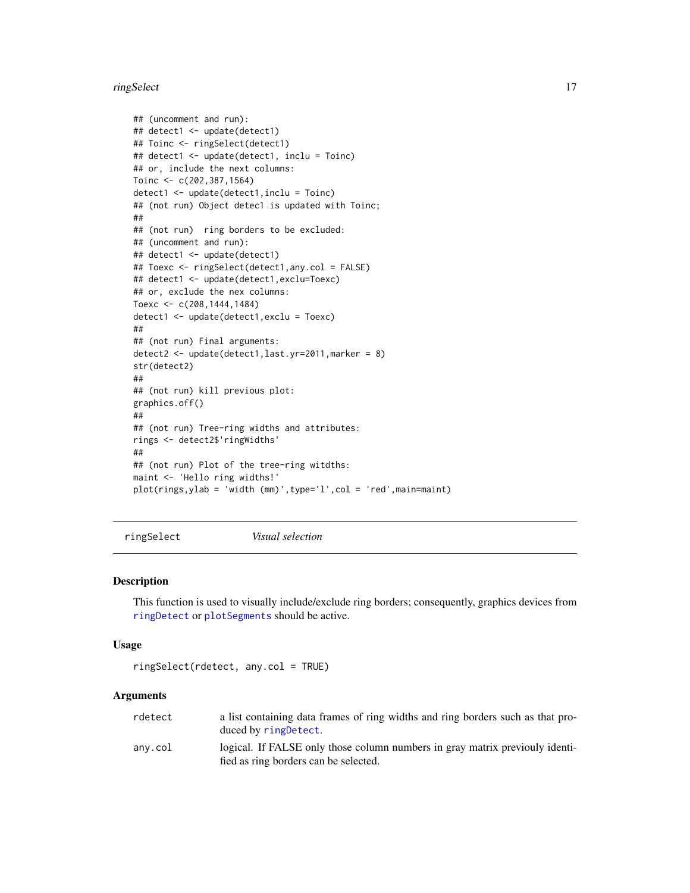```
## (uncomment and run):
## detect1 <- update(detect1)
## Toinc <- ringSelect(detect1)
## detect1 <- update(detect1, inclu = Toinc)
## or, include the next columns:
Toinc <- c(202,387,1564)
detect1 <- update(detect1,inclu = Toinc)
## (not run) Object detec1 is updated with Toinc;
##
## (not run)  ring borders to be excluded:
## (uncomment and run):
## detect1 <- update(detect1)
## Toexc <- ringSelect(detect1,any.col = FALSE)
## detect1 <- update(detect1,exclu=Toexc)
## or, exclude the nex columns:
Toexc <- c(208,1444,1484)
detect1 <- update(detect1,exclu = Toexc)
##
## (not run) Final arguments:
detect2 <- update(detect1,last.yr=2011,marker = 8)
str(detect2)
##
## (not run) kill previous plot:
graphics.off()
##
## (not run) Tree-ring widths and attributes:
rings <- detect2$'ringWidths'
##
## (not run) Plot of the tree-ring witdths:
maint <- 'Hello ring widths!'
plot(rings,ylab = 'width (mm)',type='l',col = 'red',main=maint)
```

---

## ringSelect *Visual selection*

---

### Description

This function is used to visually include/exclude ring borders; consequently, graphics devices from `ringDetect` or `plotSegments` should be active.

### Usage

```
ringSelect(rdetect, any.col = TRUE)
```

### Arguments

| | |
|---|---|
| `rdetect` | a list containing data frames of ring widths and ring borders such as that produced by `ringDetect`. |
| `any.col` | logical. If FALSE only those column numbers in gray matrix previouly identified as ring borders can be selected. |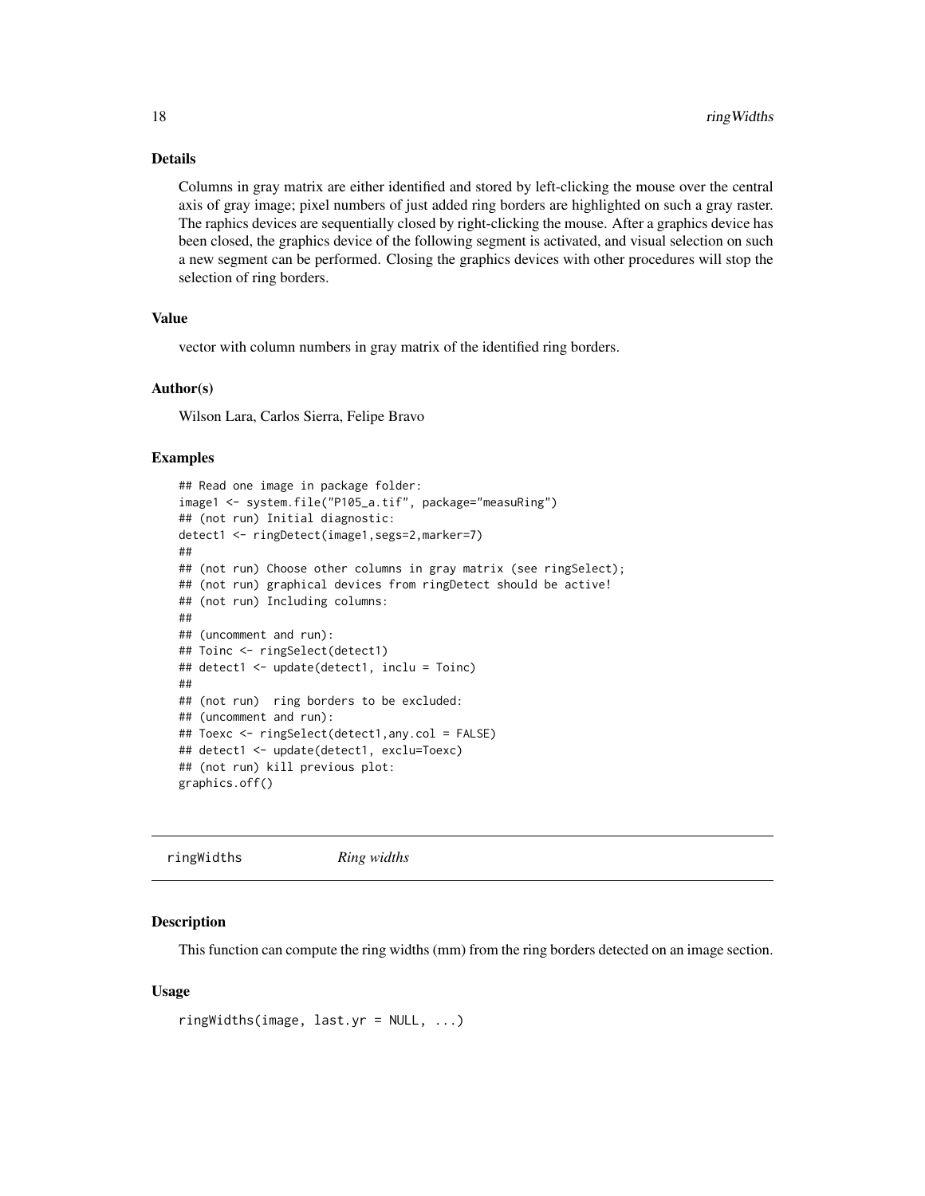### Details

Columns in gray matrix are either identified and stored by left-clicking the mouse over the central axis of gray image; pixel numbers of just added ring borders are highlighted on such a gray raster. The raphics devices are sequentially closed by right-clicking the mouse. After a graphics device has been closed, the graphics device of the following segment is activated, and visual selection on such a new segment can be performed. Closing the graphics devices with other procedures will stop the selection of ring borders.

### Value

vector with column numbers in gray matrix of the identified ring borders.

### Author(s)

Wilson Lara, Carlos Sierra, Felipe Bravo

### Examples

```
## Read one image in package folder:
image1 <- system.file("P105_a.tif", package="measuRing")
## (not run) Initial diagnostic:
detect1 <- ringDetect(image1,segs=2,marker=7)
##
## (not run) Choose other columns in gray matrix (see ringSelect);
## (not run) graphical devices from ringDetect should be active!
## (not run) Including columns:
##
## (uncomment and run):
## Toinc <- ringSelect(detect1)
## detect1 <- update(detect1, inclu = Toinc)
##
## (not run)  ring borders to be excluded:
## (uncomment and run):
## Toexc <- ringSelect(detect1,any.col = FALSE)
## detect1 <- update(detect1, exclu=Toexc)
## (not run) kill previous plot:
graphics.off()
```

---

## ringWidths *Ring widths*

### Description

This function can compute the ring widths (mm) from the ring borders detected on an image section.

### Usage

```
ringWidths(image, last.yr = NULL, ...)
```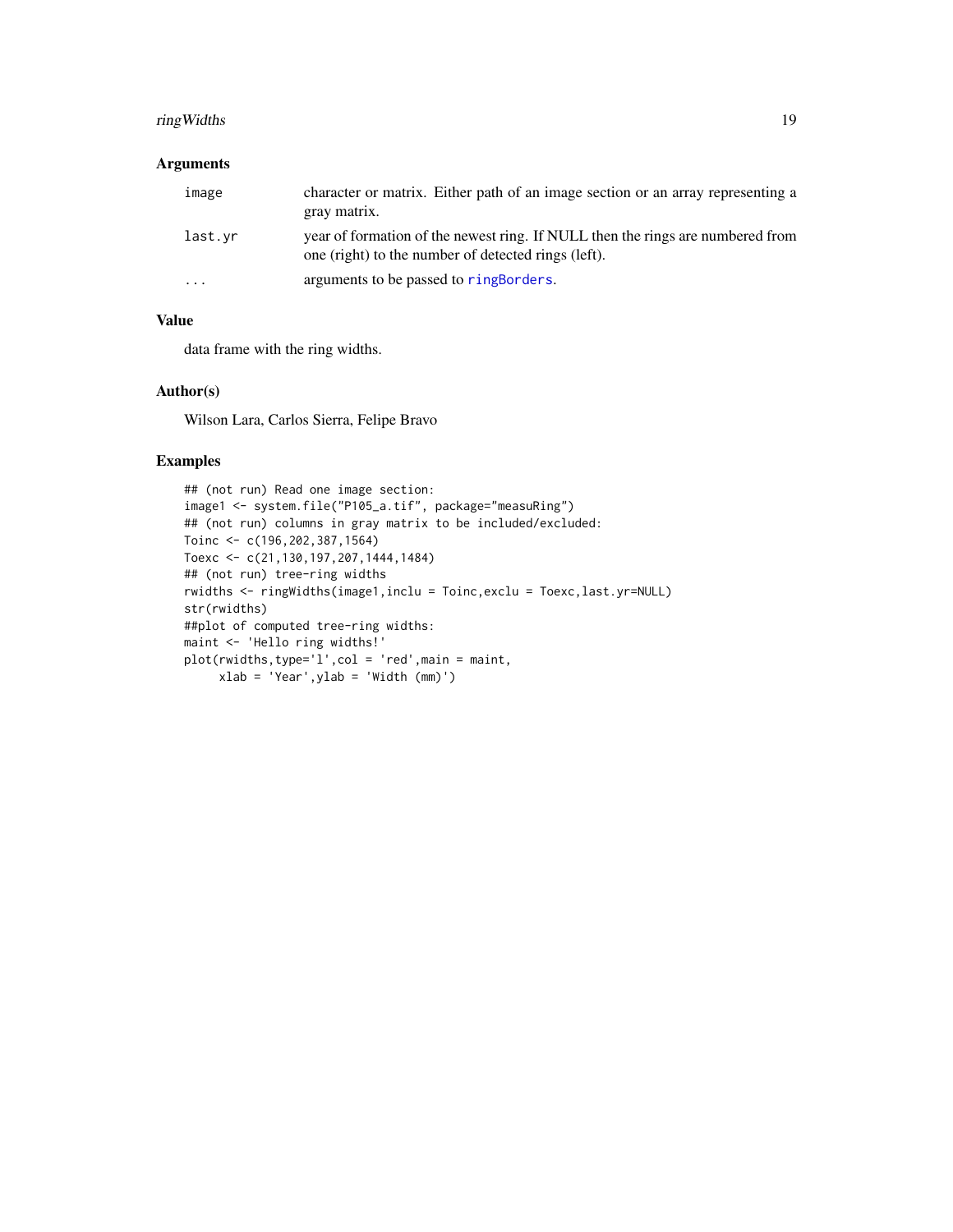### Arguments

| | |
|---|---|
| `image` | character or matrix. Either path of an image section or an array representing a gray matrix. |
| `last.yr` | year of formation of the newest ring. If NULL then the rings are numbered from one (right) to the number of detected rings (left). |
| `...` | arguments to be passed to `ringBorders`. |

### Value

data frame with the ring widths.

### Author(s)

Wilson Lara, Carlos Sierra, Felipe Bravo

### Examples

```
## (not run) Read one image section:
image1 <- system.file("P105_a.tif", package="measuRing")
## (not run) columns in gray matrix to be included/excluded:
Toinc <- c(196,202,387,1564)
Toexc <- c(21,130,197,207,1444,1484)
## (not run) tree-ring widths
rwidths <- ringWidths(image1,inclu = Toinc,exclu = Toexc,last.yr=NULL)
str(rwidths)
##plot of computed tree-ring widths:
maint <- 'Hello ring widths!'
plot(rwidths,type='l',col = 'red',main = maint,
     xlab = 'Year',ylab = 'Width (mm)')
```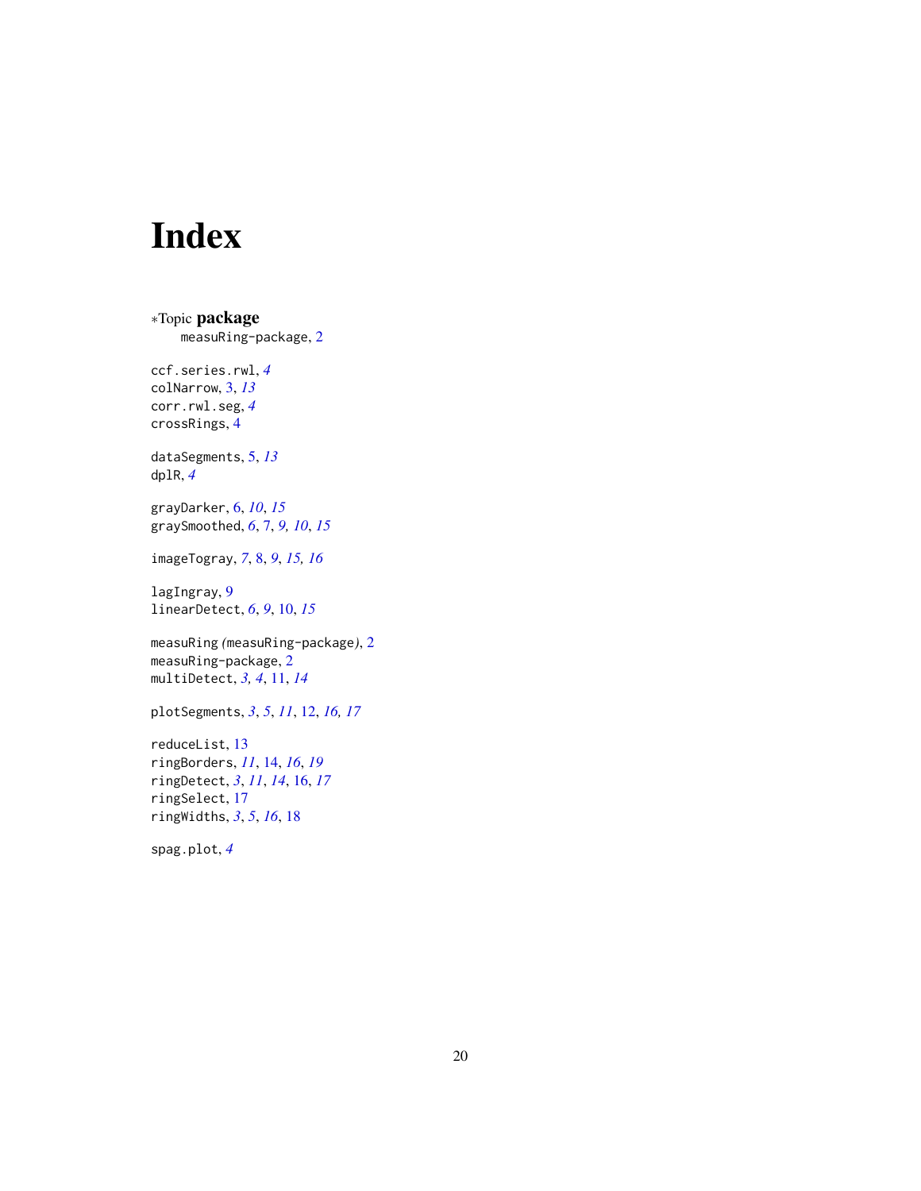# Index

∗Topic **package**

measuRing-package, 2

ccf.series.rwl, *4*
colNarrow, 3, *13*
corr.rwl.seg, *4*
crossRings, 4

dataSegments, 5, *13*
dplR, *4*

grayDarker, 6, *10*, *15*
graySmoothed, *6*, 7, *9, 10*, *15*

imageTogray, *7*, 8, *9*, *15, 16*

lagIngray, 9
linearDetect, *6*, *9*, 10, *15*

measuRing *(*measuRing-package*)*, 2
measuRing-package, 2
multiDetect, *3, 4*, 11, *14*

plotSegments, *3*, *5*, *11*, 12, *16, 17*

reduceList, 13
ringBorders, *11*, 14, *16*, *19*
ringDetect, *3*, *11*, *14*, 16, *17*
ringSelect, 17
ringWidths, *3*, *5*, *16*, 18

spag.plot, *4*